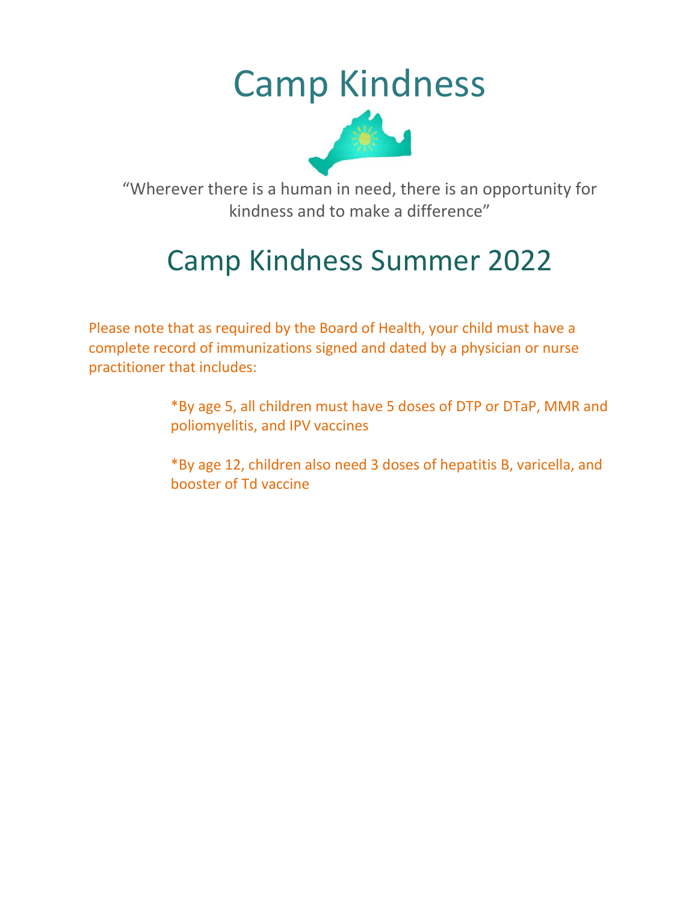# Camp Kindness

"Wherever there is a human in need, there is an opportunity for kindness and to make a difference"

## Camp Kindness Summer 2022

Please note that as required by the Board of Health, your child must have a complete record of immunizations signed and dated by a physician or nurse practitioner that includes:

> *By age 5, all children must have 5 doses of DTP or DTaP, MMR and poliomyelitis, and IPV vaccines
>
> *By age 12, children also need 3 doses of hepatitis B, varicella, and booster of Td vaccine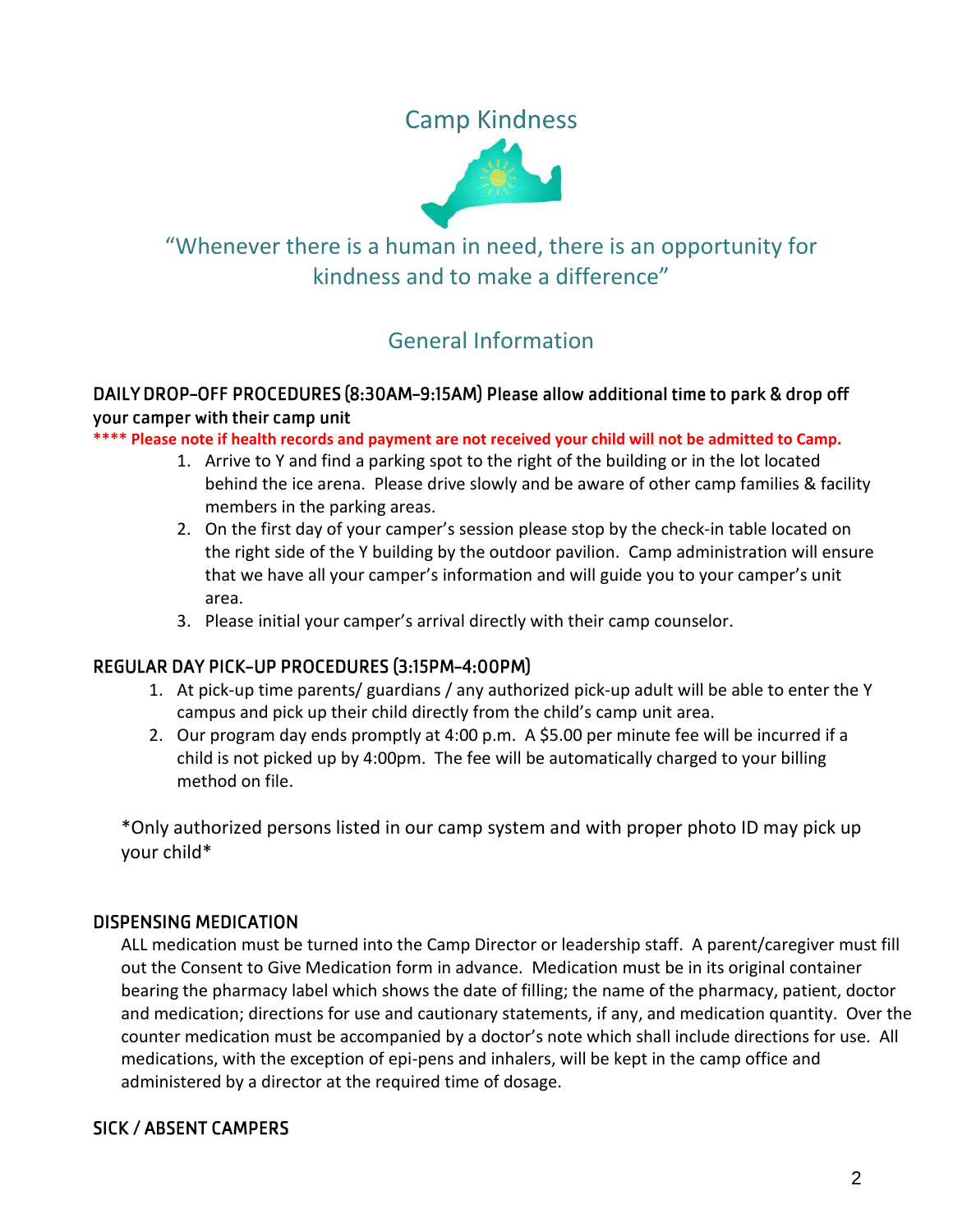# Camp Kindness

## "Whenever there is a human in need, there is an opportunity for kindness and to make a difference"

## General Information

### DAILY DROP-OFF PROCEDURES (8:30AM-9:15AM) Please allow additional time to park & drop off your camper with their camp unit

**\*\*\*\* Please note if health records and payment are not received your child will not be admitted to Camp.**

1. Arrive to Y and find a parking spot to the right of the building or in the lot located behind the ice arena. Please drive slowly and be aware of other camp families & facility members in the parking areas.
2. On the first day of your camper's session please stop by the check-in table located on the right side of the Y building by the outdoor pavilion. Camp administration will ensure that we have all your camper's information and will guide you to your camper's unit area.
3. Please initial your camper's arrival directly with their camp counselor.

### REGULAR DAY PICK-UP PROCEDURES (3:15PM-4:00PM)

1. At pick-up time parents/ guardians / any authorized pick-up adult will be able to enter the Y campus and pick up their child directly from the child's camp unit area.
2. Our program day ends promptly at 4:00 p.m. A $5.00 per minute fee will be incurred if a child is not picked up by 4:00pm. The fee will be automatically charged to your billing method on file.

\*Only authorized persons listed in our camp system and with proper photo ID may pick up your child\*

### DISPENSING MEDICATION

ALL medication must be turned into the Camp Director or leadership staff. A parent/caregiver must fill out the Consent to Give Medication form in advance. Medication must be in its original container bearing the pharmacy label which shows the date of filling; the name of the pharmacy, patient, doctor and medication; directions for use and cautionary statements, if any, and medication quantity. Over the counter medication must be accompanied by a doctor's note which shall include directions for use. All medications, with the exception of epi-pens and inhalers, will be kept in the camp office and administered by a director at the required time of dosage.

### SICK / ABSENT CAMPERS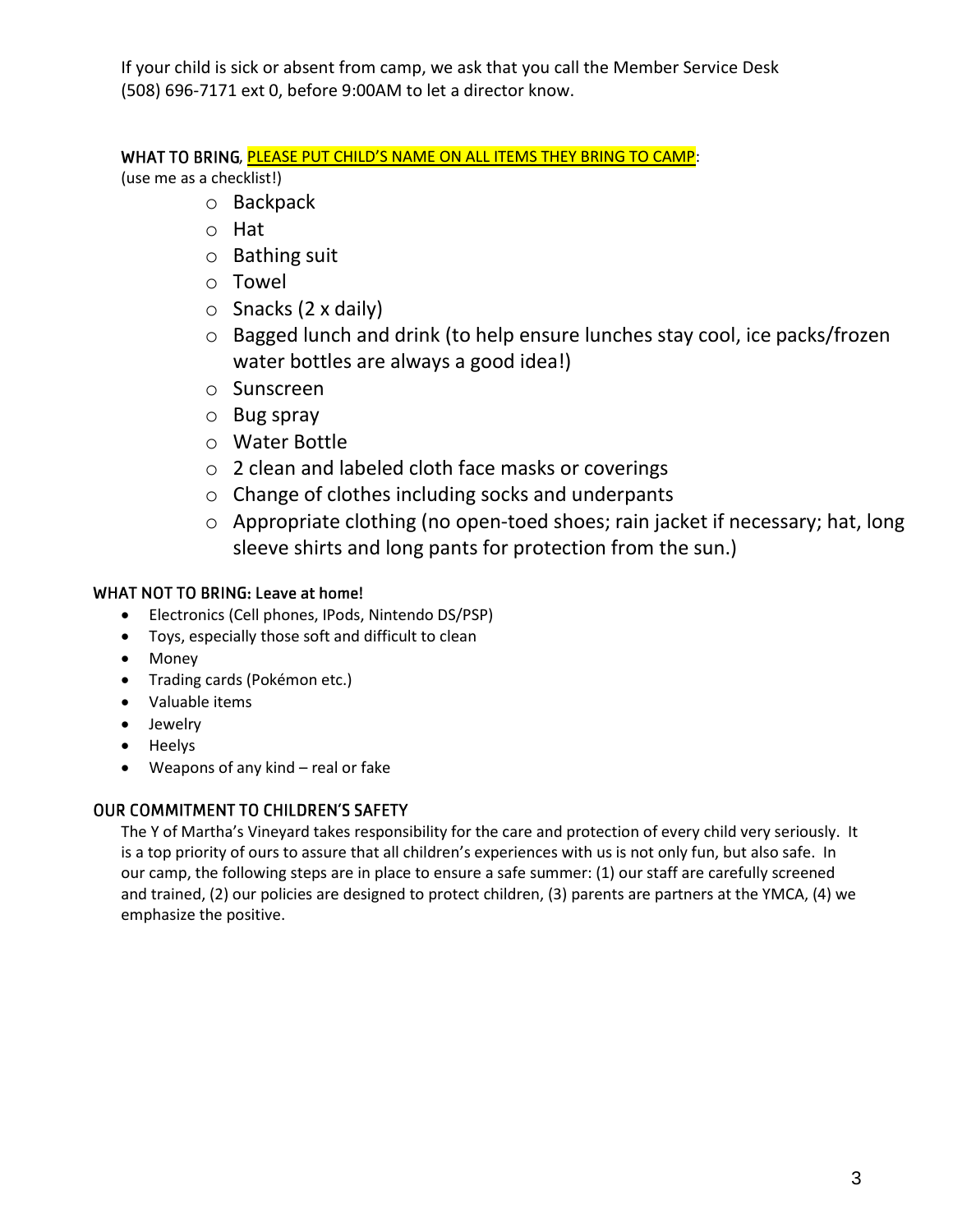If your child is sick or absent from camp, we ask that you call the Member Service Desk (508) 696-7171 ext 0, before 9:00AM to let a director know.

### WHAT TO BRING, PLEASE PUT CHILD'S NAME ON ALL ITEMS THEY BRING TO CAMP:

(use me as a checklist!)

- Backpack
- Hat
- Bathing suit
- Towel
- Snacks (2 x daily)
- Bagged lunch and drink (to help ensure lunches stay cool, ice packs/frozen water bottles are always a good idea!)
- Sunscreen
- Bug spray
- Water Bottle
- 2 clean and labeled cloth face masks or coverings
- Change of clothes including socks and underpants
- Appropriate clothing (no open-toed shoes; rain jacket if necessary; hat, long sleeve shirts and long pants for protection from the sun.)

### WHAT NOT TO BRING: Leave at home!

- Electronics (Cell phones, IPods, Nintendo DS/PSP)
- Toys, especially those soft and difficult to clean
- Money
- Trading cards (Pokémon etc.)
- Valuable items
- Jewelry
- Heelys
- Weapons of any kind – real or fake

### OUR COMMITMENT TO CHILDREN'S SAFETY

The Y of Martha's Vineyard takes responsibility for the care and protection of every child very seriously. It is a top priority of ours to assure that all children's experiences with us is not only fun, but also safe. In our camp, the following steps are in place to ensure a safe summer: (1) our staff are carefully screened and trained, (2) our policies are designed to protect children, (3) parents are partners at the YMCA, (4) we emphasize the positive.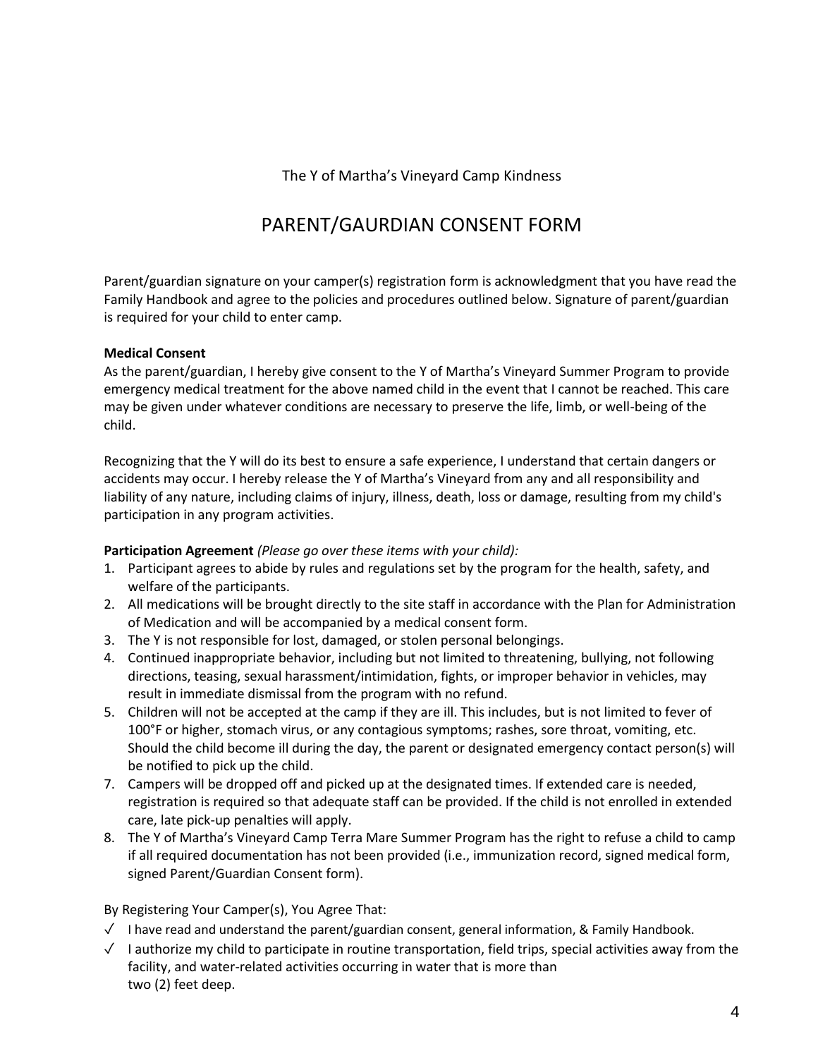The Y of Martha's Vineyard Camp Kindness

# PARENT/GAURDIAN CONSENT FORM

Parent/guardian signature on your camper(s) registration form is acknowledgment that you have read the Family Handbook and agree to the policies and procedures outlined below. Signature of parent/guardian is required for your child to enter camp.

**Medical Consent**
As the parent/guardian, I hereby give consent to the Y of Martha's Vineyard Summer Program to provide emergency medical treatment for the above named child in the event that I cannot be reached. This care may be given under whatever conditions are necessary to preserve the life, limb, or well-being of the child.

Recognizing that the Y will do its best to ensure a safe experience, I understand that certain dangers or accidents may occur. I hereby release the Y of Martha's Vineyard from any and all responsibility and liability of any nature, including claims of injury, illness, death, loss or damage, resulting from my child's participation in any program activities.

**Participation Agreement** *(Please go over these items with your child):*

1. Participant agrees to abide by rules and regulations set by the program for the health, safety, and welfare of the participants.
2. All medications will be brought directly to the site staff in accordance with the Plan for Administration of Medication and will be accompanied by a medical consent form.
3. The Y is not responsible for lost, damaged, or stolen personal belongings.
4. Continued inappropriate behavior, including but not limited to threatening, bullying, not following directions, teasing, sexual harassment/intimidation, fights, or improper behavior in vehicles, may result in immediate dismissal from the program with no refund.
5. Children will not be accepted at the camp if they are ill. This includes, but is not limited to fever of 100°F or higher, stomach virus, or any contagious symptoms; rashes, sore throat, vomiting, etc. Should the child become ill during the day, the parent or designated emergency contact person(s) will be notified to pick up the child.
7. Campers will be dropped off and picked up at the designated times. If extended care is needed, registration is required so that adequate staff can be provided. If the child is not enrolled in extended care, late pick-up penalties will apply.
8. The Y of Martha's Vineyard Camp Terra Mare Summer Program has the right to refuse a child to camp if all required documentation has not been provided (i.e., immunization record, signed medical form, signed Parent/Guardian Consent form).

By Registering Your Camper(s), You Agree That:

- ✓ I have read and understand the parent/guardian consent, general information, & Family Handbook.
- ✓ I authorize my child to participate in routine transportation, field trips, special activities away from the facility, and water-related activities occurring in water that is more than two (2) feet deep.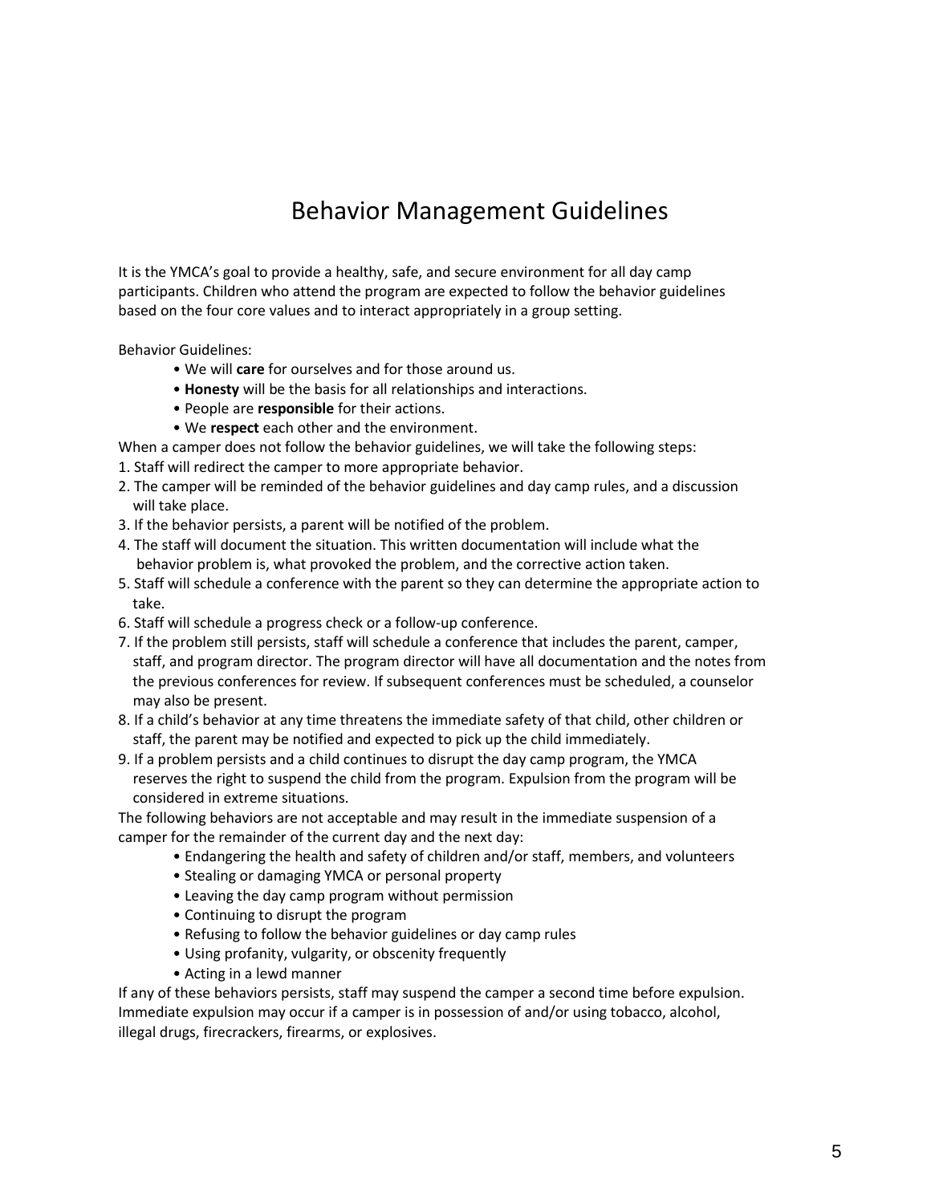# Behavior Management Guidelines

It is the YMCA's goal to provide a healthy, safe, and secure environment for all day camp participants. Children who attend the program are expected to follow the behavior guidelines based on the four core values and to interact appropriately in a group setting.

Behavior Guidelines:

- We will **care** for ourselves and for those around us.
- **Honesty** will be the basis for all relationships and interactions.
- People are **responsible** for their actions.
- We **respect** each other and the environment.

When a camper does not follow the behavior guidelines, we will take the following steps:

1. Staff will redirect the camper to more appropriate behavior.
2. The camper will be reminded of the behavior guidelines and day camp rules, and a discussion will take place.
3. If the behavior persists, a parent will be notified of the problem.
4. The staff will document the situation. This written documentation will include what the behavior problem is, what provoked the problem, and the corrective action taken.
5. Staff will schedule a conference with the parent so they can determine the appropriate action to take.
6. Staff will schedule a progress check or a follow-up conference.
7. If the problem still persists, staff will schedule a conference that includes the parent, camper, staff, and program director. The program director will have all documentation and the notes from the previous conferences for review. If subsequent conferences must be scheduled, a counselor may also be present.
8. If a child's behavior at any time threatens the immediate safety of that child, other children or staff, the parent may be notified and expected to pick up the child immediately.
9. If a problem persists and a child continues to disrupt the day camp program, the YMCA reserves the right to suspend the child from the program. Expulsion from the program will be considered in extreme situations.

The following behaviors are not acceptable and may result in the immediate suspension of a camper for the remainder of the current day and the next day:

- Endangering the health and safety of children and/or staff, members, and volunteers
- Stealing or damaging YMCA or personal property
- Leaving the day camp program without permission
- Continuing to disrupt the program
- Refusing to follow the behavior guidelines or day camp rules
- Using profanity, vulgarity, or obscenity frequently
- Acting in a lewd manner

If any of these behaviors persists, staff may suspend the camper a second time before expulsion. Immediate expulsion may occur if a camper is in possession of and/or using tobacco, alcohol, illegal drugs, firecrackers, firearms, or explosives.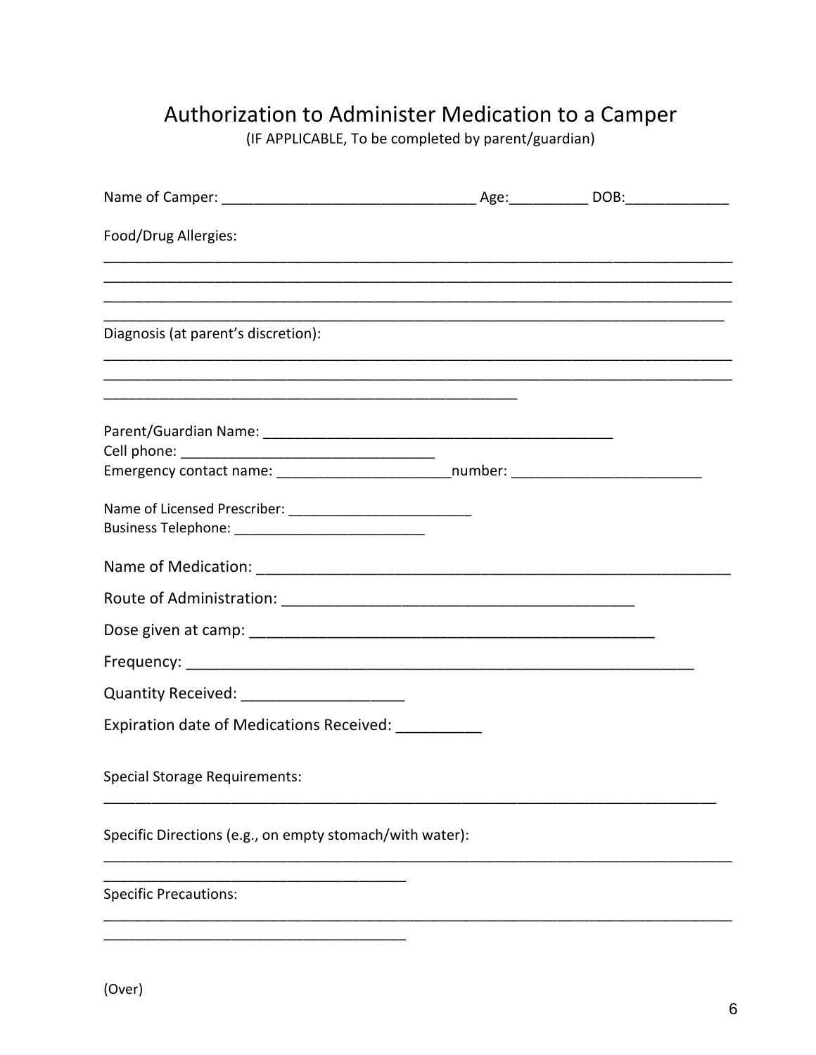# Authorization to Administer Medication to a Camper

(IF APPLICABLE, To be completed by parent/guardian)

Name of Camper: _______________________________ Age:__________ DOB:_____________

Food/Drug Allergies:

_______________________________________________________________________________
_______________________________________________________________________________
_______________________________________________________________________________
_______________________________________________________________________________

Diagnosis (at parent's discretion):

_______________________________________________________________________________
_______________________________________________________________________________
___________________________________________________

Parent/Guardian Name: ___________________________________________
Cell phone: _______________________________
Emergency contact name: ______________________number: ________________________

Name of Licensed Prescriber: ________________________
Business Telephone: _________________________

Name of Medication: ___________________________________________________________

Route of Administration: ________________________________________

Dose given at camp: ________________________________________________

Frequency: ____________________________________________________________

Quantity Received: ___________________

Expiration date of Medications Received: __________

Special Storage Requirements:

_____________________________________________________________________________

Specific Directions (e.g., on empty stomach/with water):

_______________________________________________________________________________
_____________________________________

Specific Precautions:

_______________________________________________________________________________
_____________________________________

(Over)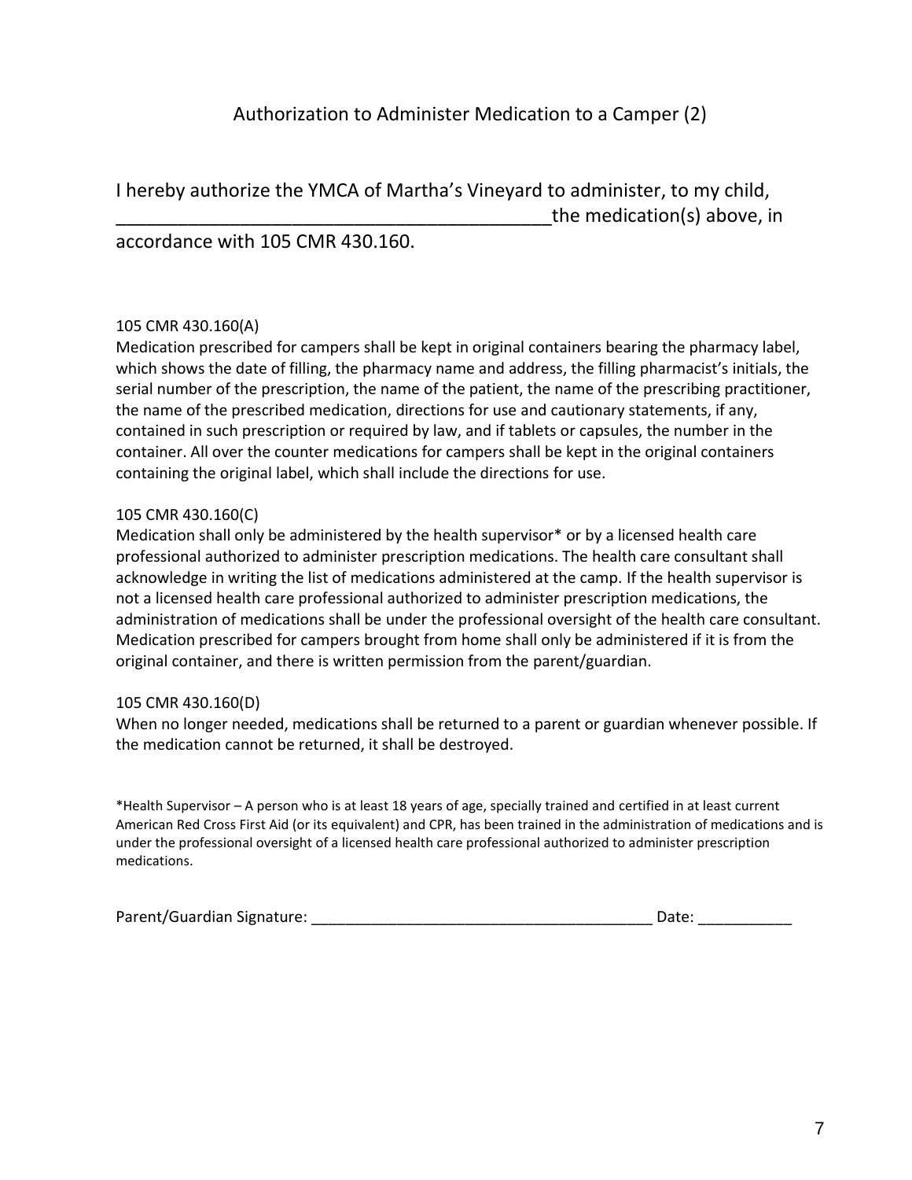# Authorization to Administer Medication to a Camper (2)

I hereby authorize the YMCA of Martha's Vineyard to administer, to my child, ___________________________________________the medication(s) above, in accordance with 105 CMR 430.160.

105 CMR 430.160(A)
Medication prescribed for campers shall be kept in original containers bearing the pharmacy label, which shows the date of filling, the pharmacy name and address, the filling pharmacist's initials, the serial number of the prescription, the name of the patient, the name of the prescribing practitioner, the name of the prescribed medication, directions for use and cautionary statements, if any, contained in such prescription or required by law, and if tablets or capsules, the number in the container. All over the counter medications for campers shall be kept in the original containers containing the original label, which shall include the directions for use.

105 CMR 430.160(C)
Medication shall only be administered by the health supervisor* or by a licensed health care professional authorized to administer prescription medications. The health care consultant shall acknowledge in writing the list of medications administered at the camp. If the health supervisor is not a licensed health care professional authorized to administer prescription medications, the administration of medications shall be under the professional oversight of the health care consultant. Medication prescribed for campers brought from home shall only be administered if it is from the original container, and there is written permission from the parent/guardian.

105 CMR 430.160(D)
When no longer needed, medications shall be returned to a parent or guardian whenever possible. If the medication cannot be returned, it shall be destroyed.

*Health Supervisor – A person who is at least 18 years of age, specially trained and certified in at least current American Red Cross First Aid (or its equivalent) and CPR, has been trained in the administration of medications and is under the professional oversight of a licensed health care professional authorized to administer prescription medications.

Parent/Guardian Signature: ________________________________________ Date: ___________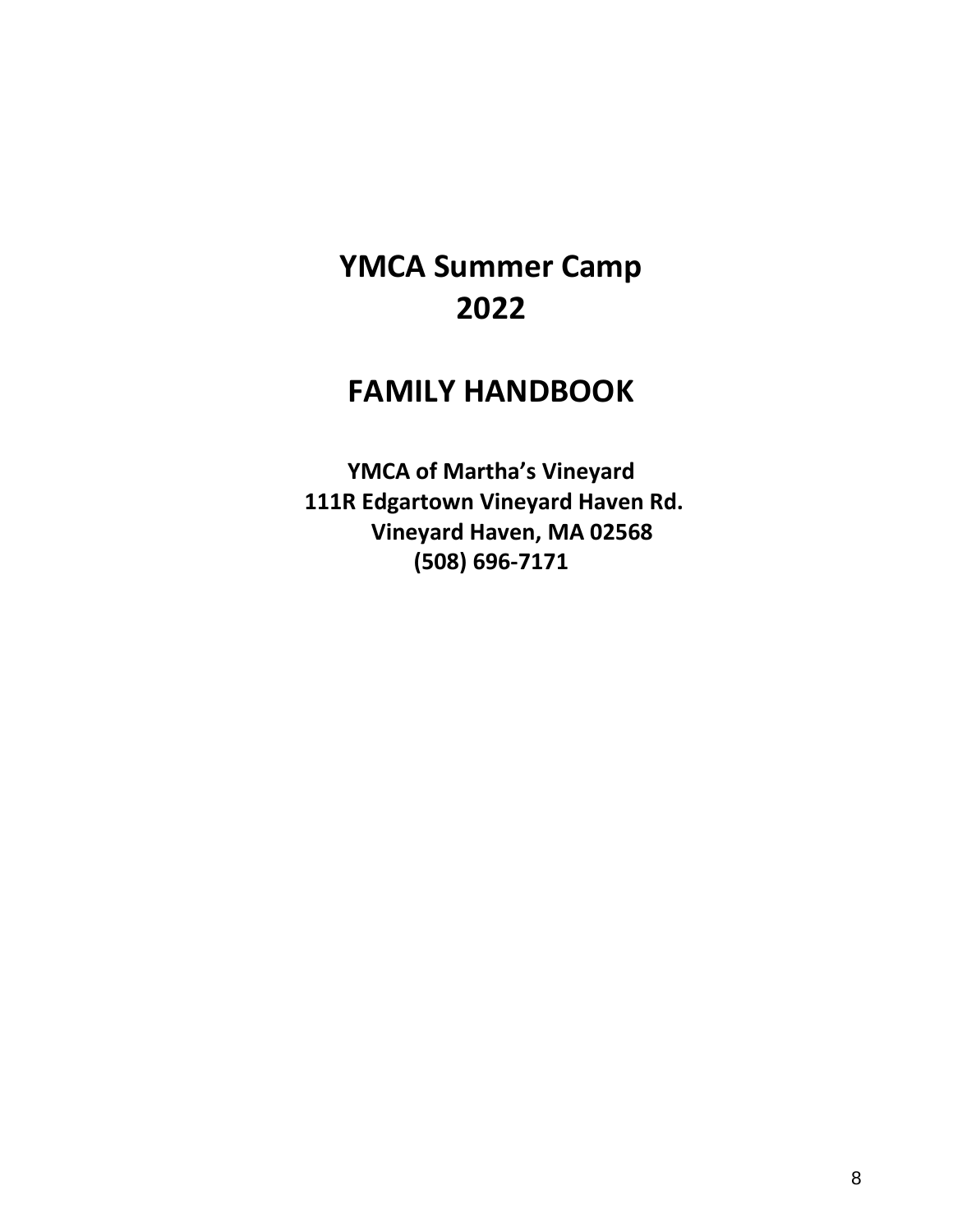# YMCA Summer Camp
# 2022

# FAMILY HANDBOOK

**YMCA of Martha's Vineyard**
**111R Edgartown Vineyard Haven Rd.**
**Vineyard Haven, MA 02568**
**(508) 696-7171**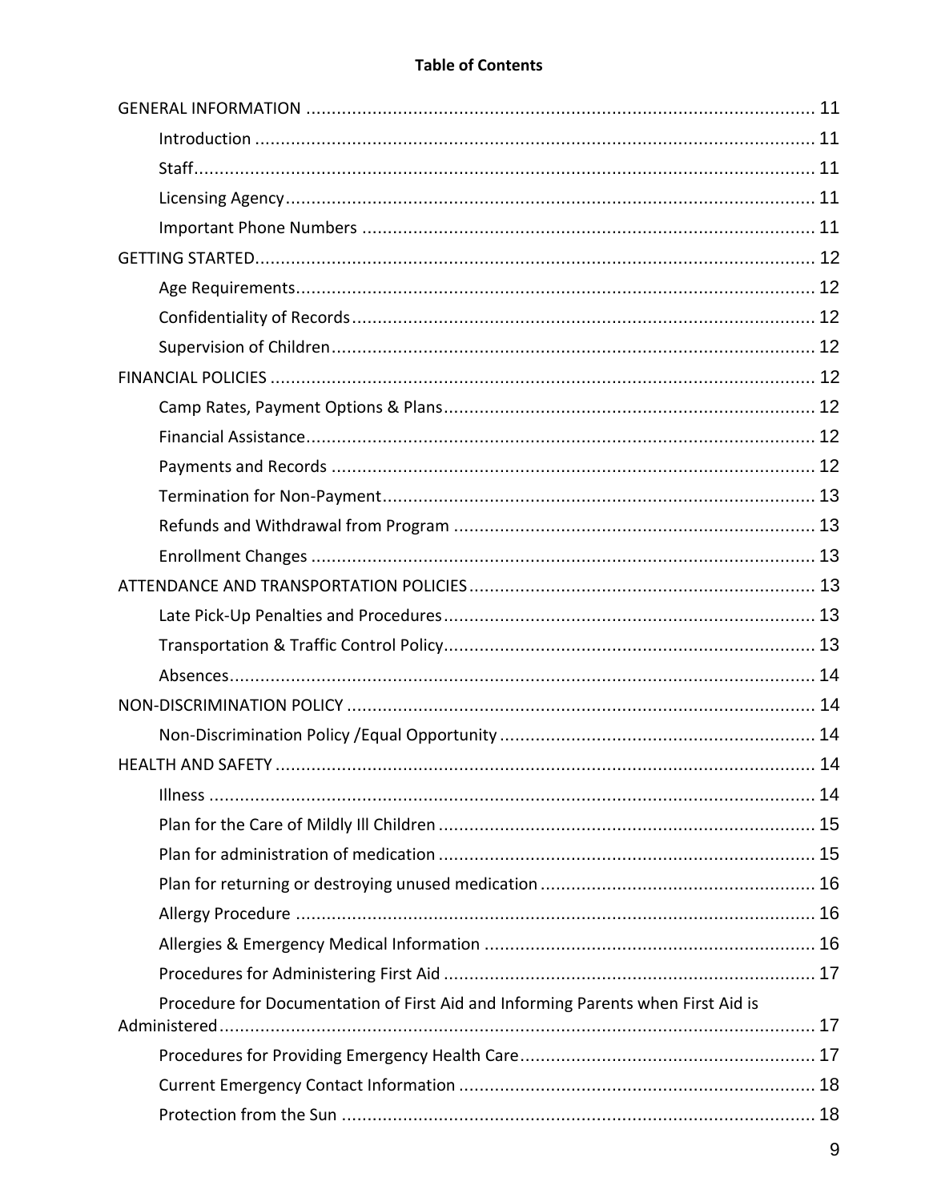**Table of Contents**

GENERAL INFORMATION ........ 11

- Introduction ........ 11
- Staff ........ 11
- Licensing Agency ........ 11
- Important Phone Numbers ........ 11

GETTING STARTED ........ 12

- Age Requirements ........ 12
- Confidentiality of Records ........ 12
- Supervision of Children ........ 12

FINANCIAL POLICIES ........ 12

- Camp Rates, Payment Options & Plans ........ 12
- Financial Assistance ........ 12
- Payments and Records ........ 12
- Termination for Non-Payment ........ 13
- Refunds and Withdrawal from Program ........ 13
- Enrollment Changes ........ 13

ATTENDANCE AND TRANSPORTATION POLICIES ........ 13

- Late Pick-Up Penalties and Procedures ........ 13
- Transportation & Traffic Control Policy ........ 13
- Absences ........ 14

NON-DISCRIMINATION POLICY ........ 14

- Non-Discrimination Policy /Equal Opportunity ........ 14

HEALTH AND SAFETY ........ 14

- Illness ........ 14
- Plan for the Care of Mildly Ill Children ........ 15
- Plan for administration of medication ........ 15
- Plan for returning or destroying unused medication ........ 16
- Allergy Procedure ........ 16
- Allergies & Emergency Medical Information ........ 16
- Procedures for Administering First Aid ........ 17
- Procedure for Documentation of First Aid and Informing Parents when First Aid is Administered ........ 17
- Procedures for Providing Emergency Health Care ........ 17
- Current Emergency Contact Information ........ 18
- Protection from the Sun ........ 18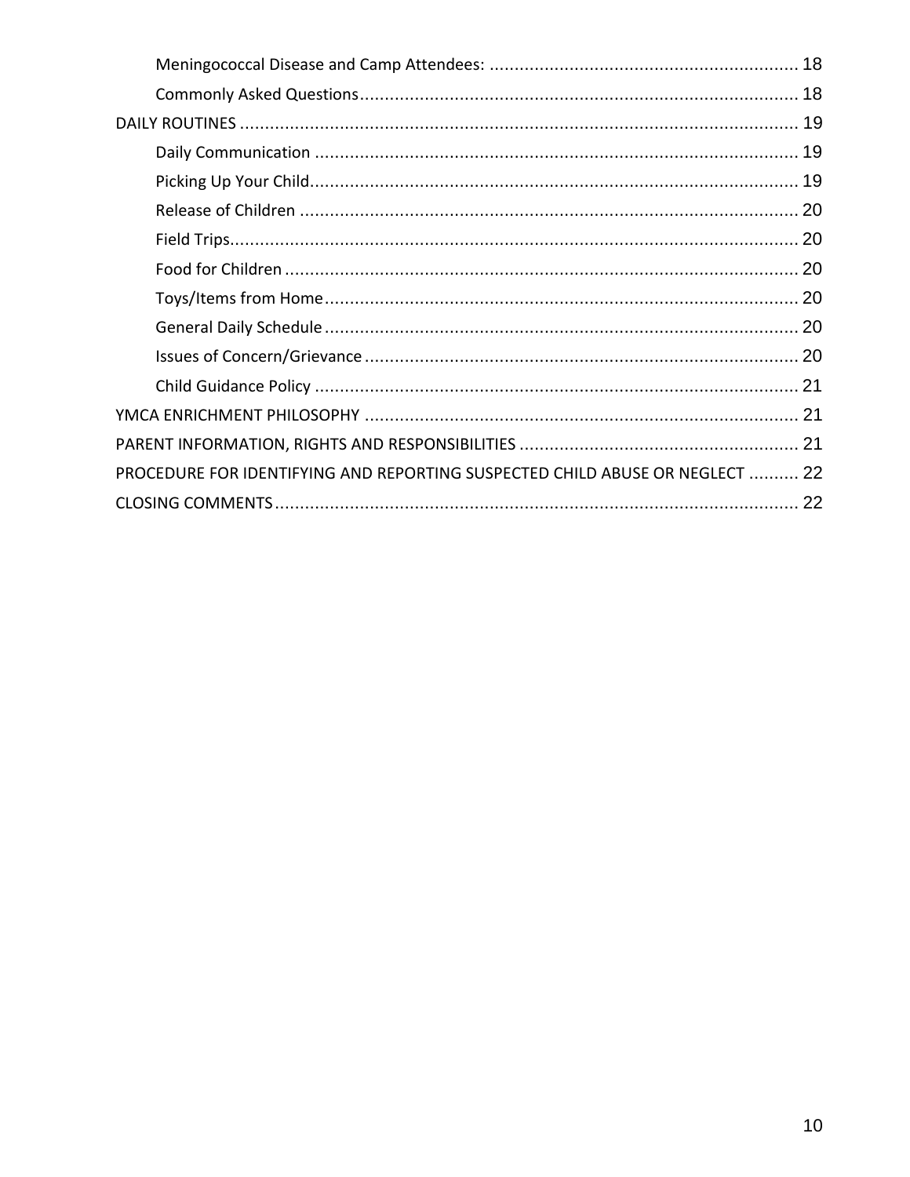- Meningococcal Disease and Camp Attendees: ............................................................ 18
- Commonly Asked Questions........................................................................................ 18

DAILY ROUTINES ............................................................................................................ 19

- Daily Communication ................................................................................................ 19
- Picking Up Your Child................................................................................................. 19
- Release of Children ................................................................................................... 20
- Field Trips.................................................................................................................. 20
- Food for Children ...................................................................................................... 20
- Toys/Items from Home.............................................................................................. 20
- General Daily Schedule .............................................................................................. 20
- Issues of Concern/Grievance ...................................................................................... 20
- Child Guidance Policy ................................................................................................ 21

YMCA ENRICHMENT PHILOSOPHY .................................................................................. 21

PARENT INFORMATION, RIGHTS AND RESPONSIBILITIES ................................................ 21

PROCEDURE FOR IDENTIFYING AND REPORTING SUSPECTED CHILD ABUSE OR NEGLECT .......... 22

CLOSING COMMENTS...................................................................................................... 22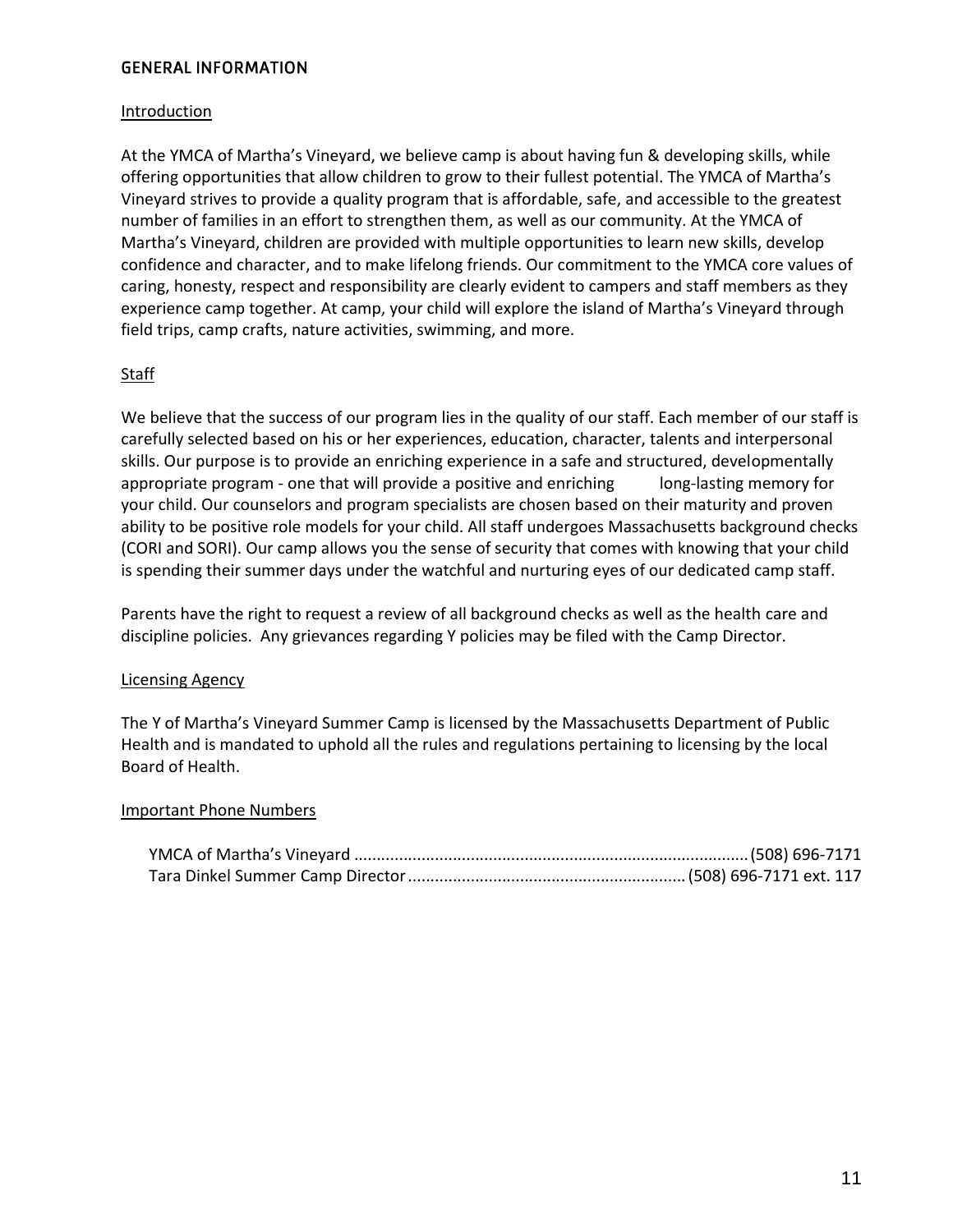## GENERAL INFORMATION

### Introduction

At the YMCA of Martha's Vineyard, we believe camp is about having fun & developing skills, while offering opportunities that allow children to grow to their fullest potential. The YMCA of Martha's Vineyard strives to provide a quality program that is affordable, safe, and accessible to the greatest number of families in an effort to strengthen them, as well as our community. At the YMCA of Martha's Vineyard, children are provided with multiple opportunities to learn new skills, develop confidence and character, and to make lifelong friends. Our commitment to the YMCA core values of caring, honesty, respect and responsibility are clearly evident to campers and staff members as they experience camp together. At camp, your child will explore the island of Martha's Vineyard through field trips, camp crafts, nature activities, swimming, and more.

### Staff

We believe that the success of our program lies in the quality of our staff. Each member of our staff is carefully selected based on his or her experiences, education, character, talents and interpersonal skills. Our purpose is to provide an enriching experience in a safe and structured, developmentally appropriate program - one that will provide a positive and enriching long-lasting memory for your child. Our counselors and program specialists are chosen based on their maturity and proven ability to be positive role models for your child. All staff undergoes Massachusetts background checks (CORI and SORI). Our camp allows you the sense of security that comes with knowing that your child is spending their summer days under the watchful and nurturing eyes of our dedicated camp staff.

Parents have the right to request a review of all background checks as well as the health care and discipline policies. Any grievances regarding Y policies may be filed with the Camp Director.

### Licensing Agency

The Y of Martha's Vineyard Summer Camp is licensed by the Massachusetts Department of Public Health and is mandated to uphold all the rules and regulations pertaining to licensing by the local Board of Health.

### Important Phone Numbers

YMCA of Martha's Vineyard ........................................................................................ (508) 696-7171
Tara Dinkel Summer Camp Director ............................................................ (508) 696-7171 ext. 117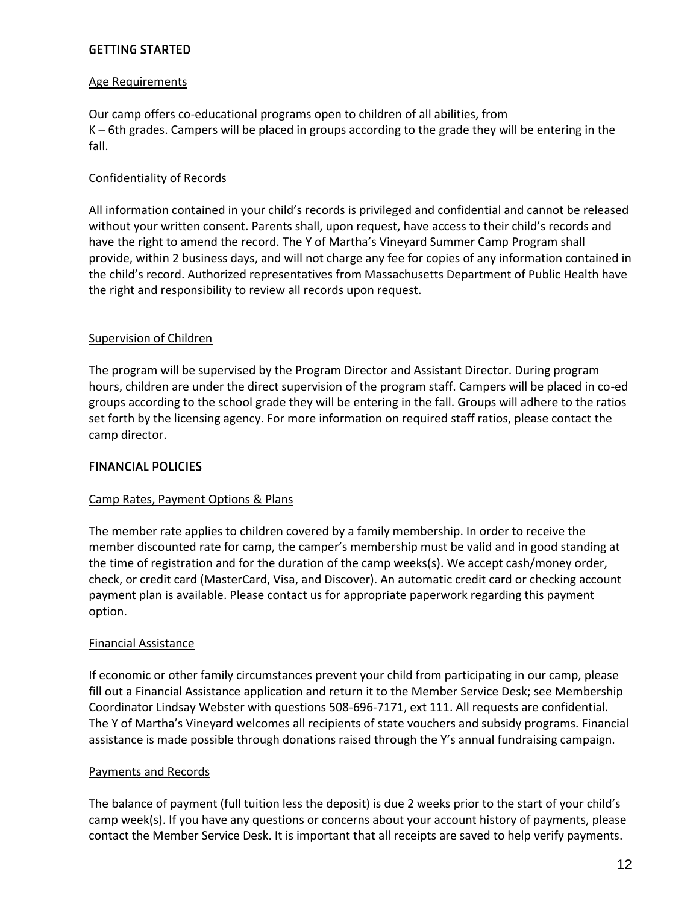## GETTING STARTED

### Age Requirements

Our camp offers co-educational programs open to children of all abilities, from K – 6th grades. Campers will be placed in groups according to the grade they will be entering in the fall.

### Confidentiality of Records

All information contained in your child's records is privileged and confidential and cannot be released without your written consent. Parents shall, upon request, have access to their child's records and have the right to amend the record. The Y of Martha's Vineyard Summer Camp Program shall provide, within 2 business days, and will not charge any fee for copies of any information contained in the child's record. Authorized representatives from Massachusetts Department of Public Health have the right and responsibility to review all records upon request.

### Supervision of Children

The program will be supervised by the Program Director and Assistant Director. During program hours, children are under the direct supervision of the program staff. Campers will be placed in co-ed groups according to the school grade they will be entering in the fall. Groups will adhere to the ratios set forth by the licensing agency. For more information on required staff ratios, please contact the camp director.

## FINANCIAL POLICIES

### Camp Rates, Payment Options & Plans

The member rate applies to children covered by a family membership. In order to receive the member discounted rate for camp, the camper's membership must be valid and in good standing at the time of registration and for the duration of the camp weeks(s). We accept cash/money order, check, or credit card (MasterCard, Visa, and Discover). An automatic credit card or checking account payment plan is available. Please contact us for appropriate paperwork regarding this payment option.

### Financial Assistance

If economic or other family circumstances prevent your child from participating in our camp, please fill out a Financial Assistance application and return it to the Member Service Desk; see Membership Coordinator Lindsay Webster with questions 508-696-7171, ext 111. All requests are confidential. The Y of Martha's Vineyard welcomes all recipients of state vouchers and subsidy programs. Financial assistance is made possible through donations raised through the Y's annual fundraising campaign.

### Payments and Records

The balance of payment (full tuition less the deposit) is due 2 weeks prior to the start of your child's camp week(s). If you have any questions or concerns about your account history of payments, please contact the Member Service Desk. It is important that all receipts are saved to help verify payments.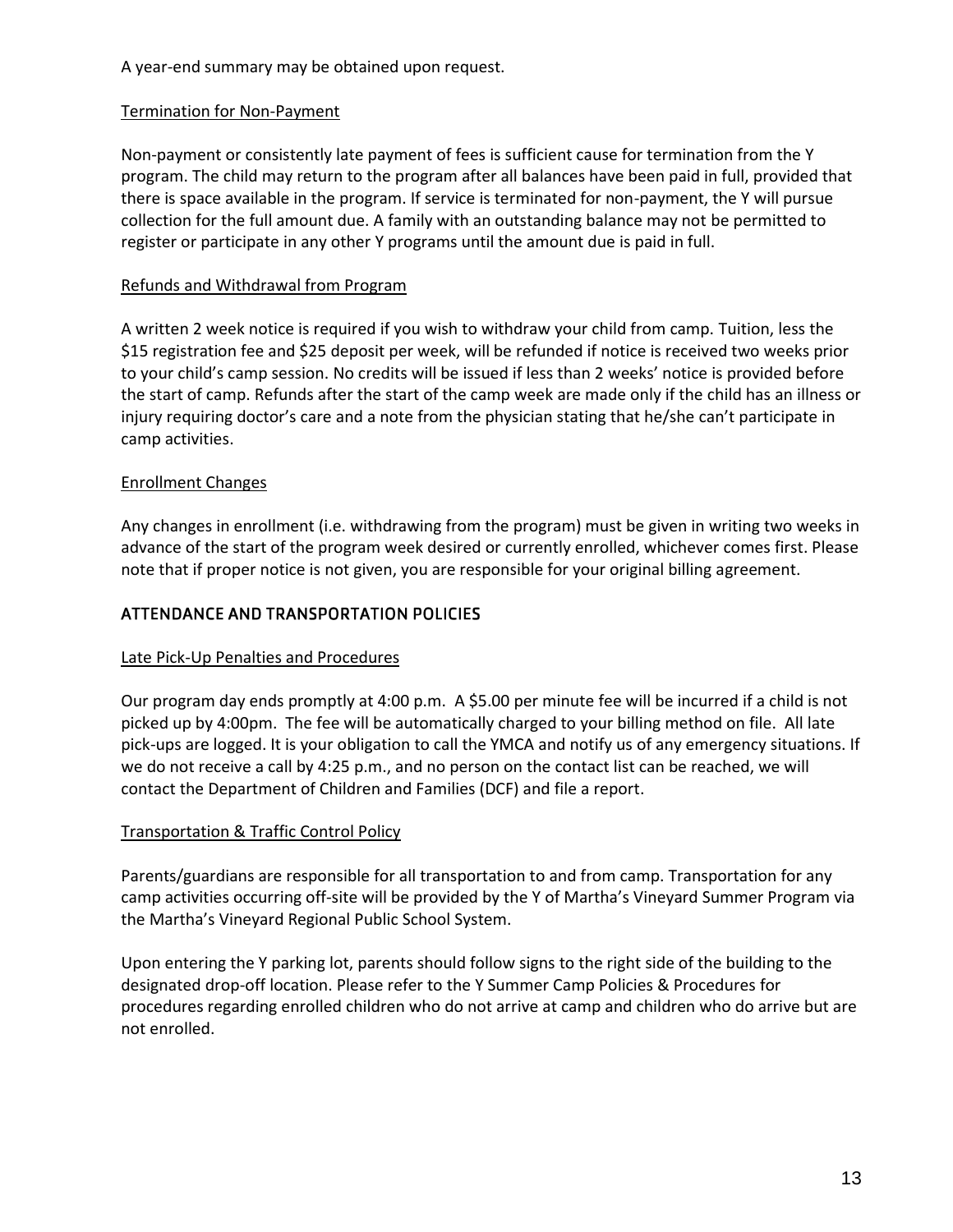A year-end summary may be obtained upon request.

Termination for Non-Payment

Non-payment or consistently late payment of fees is sufficient cause for termination from the Y program. The child may return to the program after all balances have been paid in full, provided that there is space available in the program. If service is terminated for non-payment, the Y will pursue collection for the full amount due. A family with an outstanding balance may not be permitted to register or participate in any other Y programs until the amount due is paid in full.

Refunds and Withdrawal from Program

A written 2 week notice is required if you wish to withdraw your child from camp. Tuition, less the $15 registration fee and $25 deposit per week, will be refunded if notice is received two weeks prior to your child's camp session. No credits will be issued if less than 2 weeks' notice is provided before the start of camp. Refunds after the start of the camp week are made only if the child has an illness or injury requiring doctor's care and a note from the physician stating that he/she can't participate in camp activities.

Enrollment Changes

Any changes in enrollment (i.e. withdrawing from the program) must be given in writing two weeks in advance of the start of the program week desired or currently enrolled, whichever comes first. Please note that if proper notice is not given, you are responsible for your original billing agreement.

## ATTENDANCE AND TRANSPORTATION POLICIES

Late Pick-Up Penalties and Procedures

Our program day ends promptly at 4:00 p.m. A $5.00 per minute fee will be incurred if a child is not picked up by 4:00pm. The fee will be automatically charged to your billing method on file. All late pick-ups are logged. It is your obligation to call the YMCA and notify us of any emergency situations. If we do not receive a call by 4:25 p.m., and no person on the contact list can be reached, we will contact the Department of Children and Families (DCF) and file a report.

Transportation & Traffic Control Policy

Parents/guardians are responsible for all transportation to and from camp. Transportation for any camp activities occurring off-site will be provided by the Y of Martha's Vineyard Summer Program via the Martha's Vineyard Regional Public School System.

Upon entering the Y parking lot, parents should follow signs to the right side of the building to the designated drop-off location. Please refer to the Y Summer Camp Policies & Procedures for procedures regarding enrolled children who do not arrive at camp and children who do arrive but are not enrolled.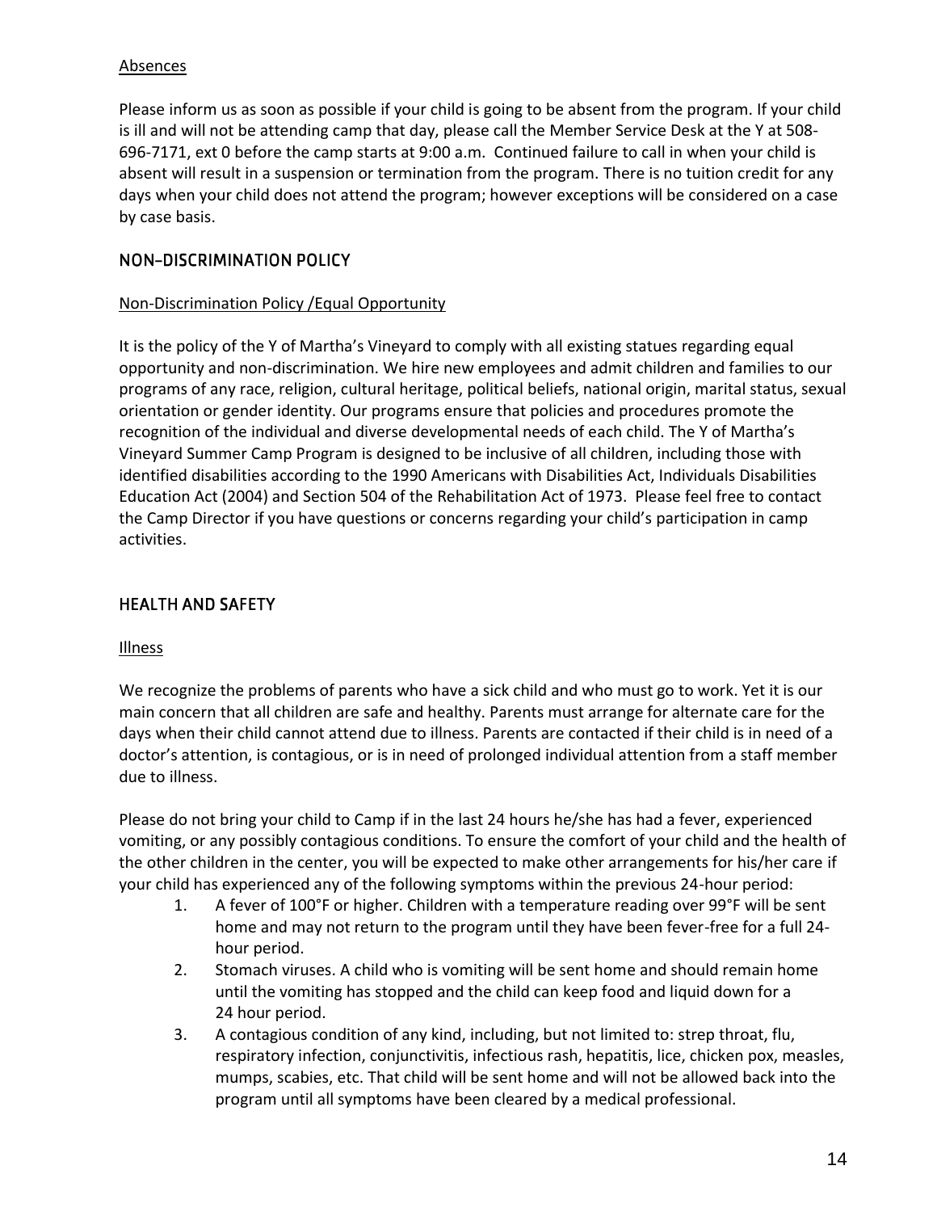Absences

Please inform us as soon as possible if your child is going to be absent from the program. If your child is ill and will not be attending camp that day, please call the Member Service Desk at the Y at 508-696-7171, ext 0 before the camp starts at 9:00 a.m. Continued failure to call in when your child is absent will result in a suspension or termination from the program. There is no tuition credit for any days when your child does not attend the program; however exceptions will be considered on a case by case basis.

## NON-DISCRIMINATION POLICY

Non-Discrimination Policy /Equal Opportunity

It is the policy of the Y of Martha's Vineyard to comply with all existing statues regarding equal opportunity and non-discrimination. We hire new employees and admit children and families to our programs of any race, religion, cultural heritage, political beliefs, national origin, marital status, sexual orientation or gender identity. Our programs ensure that policies and procedures promote the recognition of the individual and diverse developmental needs of each child. The Y of Martha's Vineyard Summer Camp Program is designed to be inclusive of all children, including those with identified disabilities according to the 1990 Americans with Disabilities Act, Individuals Disabilities Education Act (2004) and Section 504 of the Rehabilitation Act of 1973. Please feel free to contact the Camp Director if you have questions or concerns regarding your child's participation in camp activities.

## HEALTH AND SAFETY

Illness

We recognize the problems of parents who have a sick child and who must go to work. Yet it is our main concern that all children are safe and healthy. Parents must arrange for alternate care for the days when their child cannot attend due to illness. Parents are contacted if their child is in need of a doctor's attention, is contagious, or is in need of prolonged individual attention from a staff member due to illness.

Please do not bring your child to Camp if in the last 24 hours he/she has had a fever, experienced vomiting, or any possibly contagious conditions. To ensure the comfort of your child and the health of the other children in the center, you will be expected to make other arrangements for his/her care if your child has experienced any of the following symptoms within the previous 24-hour period:

1. A fever of 100°F or higher. Children with a temperature reading over 99°F will be sent home and may not return to the program until they have been fever-free for a full 24-hour period.
2. Stomach viruses. A child who is vomiting will be sent home and should remain home until the vomiting has stopped and the child can keep food and liquid down for a 24 hour period.
3. A contagious condition of any kind, including, but not limited to: strep throat, flu, respiratory infection, conjunctivitis, infectious rash, hepatitis, lice, chicken pox, measles, mumps, scabies, etc. That child will be sent home and will not be allowed back into the program until all symptoms have been cleared by a medical professional.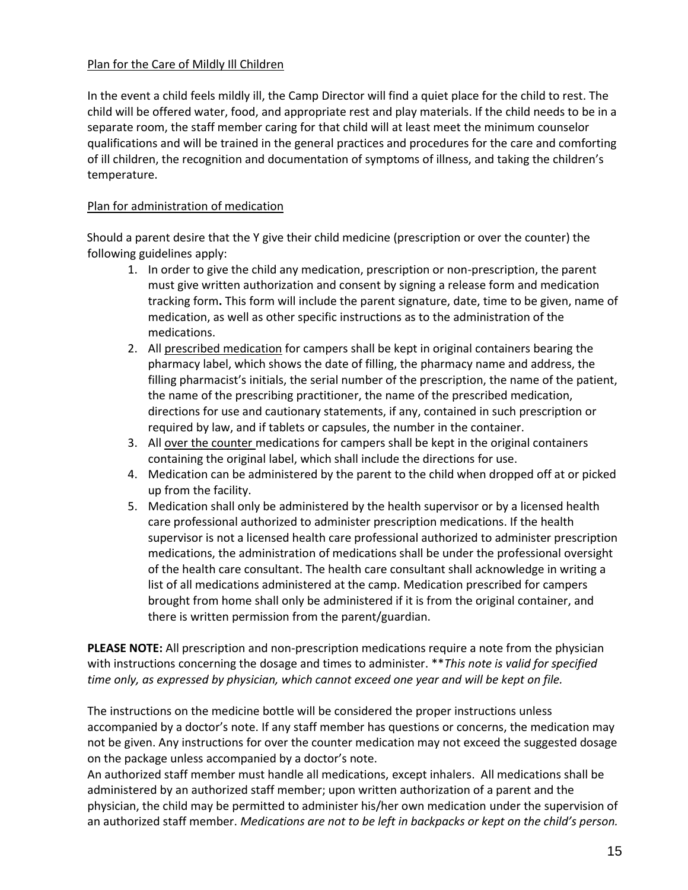## Plan for the Care of Mildly Ill Children

In the event a child feels mildly ill, the Camp Director will find a quiet place for the child to rest. The child will be offered water, food, and appropriate rest and play materials. If the child needs to be in a separate room, the staff member caring for that child will at least meet the minimum counselor qualifications and will be trained in the general practices and procedures for the care and comforting of ill children, the recognition and documentation of symptoms of illness, and taking the children's temperature.

## Plan for administration of medication

Should a parent desire that the Y give their child medicine (prescription or over the counter) the following guidelines apply:

1. In order to give the child any medication, prescription or non-prescription, the parent must give written authorization and consent by signing a release form and medication tracking form**.** This form will include the parent signature, date, time to be given, name of medication, as well as other specific instructions as to the administration of the medications.
2. All prescribed medication for campers shall be kept in original containers bearing the pharmacy label, which shows the date of filling, the pharmacy name and address, the filling pharmacist's initials, the serial number of the prescription, the name of the patient, the name of the prescribing practitioner, the name of the prescribed medication, directions for use and cautionary statements, if any, contained in such prescription or required by law, and if tablets or capsules, the number in the container.
3. All over the counter medications for campers shall be kept in the original containers containing the original label, which shall include the directions for use.
4. Medication can be administered by the parent to the child when dropped off at or picked up from the facility.
5. Medication shall only be administered by the health supervisor or by a licensed health care professional authorized to administer prescription medications. If the health supervisor is not a licensed health care professional authorized to administer prescription medications, the administration of medications shall be under the professional oversight of the health care consultant. The health care consultant shall acknowledge in writing a list of all medications administered at the camp. Medication prescribed for campers brought from home shall only be administered if it is from the original container, and there is written permission from the parent/guardian.

**PLEASE NOTE:** All prescription and non-prescription medications require a note from the physician with instructions concerning the dosage and times to administer. ***This note is valid for specified time only, as expressed by physician, which cannot exceed one year and will be kept on file.*

The instructions on the medicine bottle will be considered the proper instructions unless accompanied by a doctor's note. If any staff member has questions or concerns, the medication may not be given. Any instructions for over the counter medication may not exceed the suggested dosage on the package unless accompanied by a doctor's note.
An authorized staff member must handle all medications, except inhalers. All medications shall be administered by an authorized staff member; upon written authorization of a parent and the physician, the child may be permitted to administer his/her own medication under the supervision of an authorized staff member. *Medications are not to be left in backpacks or kept on the child's person.*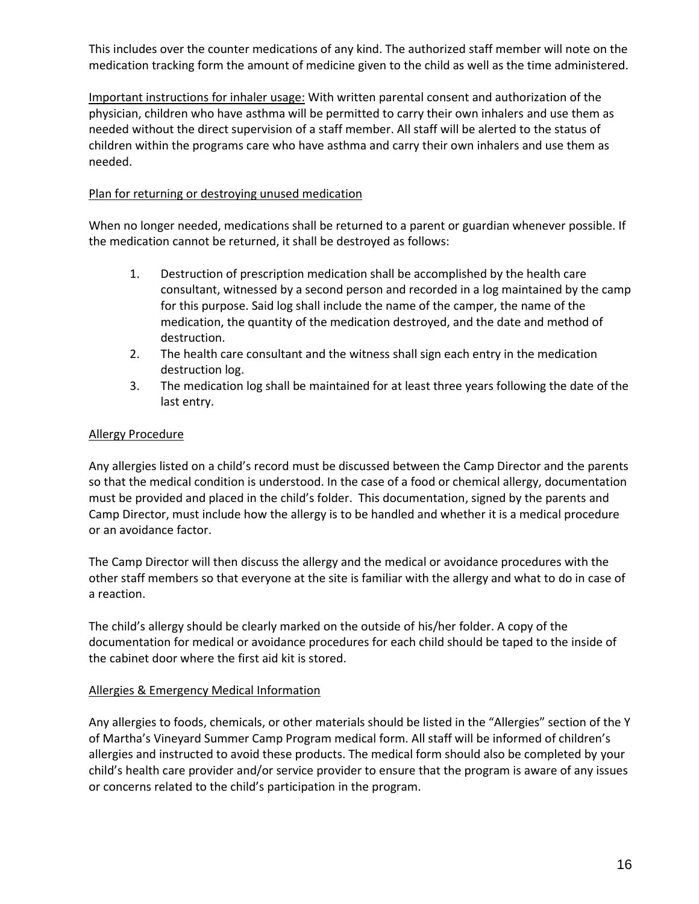This includes over the counter medications of any kind. The authorized staff member will note on the medication tracking form the amount of medicine given to the child as well as the time administered.

Important instructions for inhaler usage: With written parental consent and authorization of the physician, children who have asthma will be permitted to carry their own inhalers and use them as needed without the direct supervision of a staff member. All staff will be alerted to the status of children within the programs care who have asthma and carry their own inhalers and use them as needed.

Plan for returning or destroying unused medication

When no longer needed, medications shall be returned to a parent or guardian whenever possible. If the medication cannot be returned, it shall be destroyed as follows:

1. Destruction of prescription medication shall be accomplished by the health care consultant, witnessed by a second person and recorded in a log maintained by the camp for this purpose. Said log shall include the name of the camper, the name of the medication, the quantity of the medication destroyed, and the date and method of destruction.
2. The health care consultant and the witness shall sign each entry in the medication destruction log.
3. The medication log shall be maintained for at least three years following the date of the last entry.

Allergy Procedure

Any allergies listed on a child's record must be discussed between the Camp Director and the parents so that the medical condition is understood. In the case of a food or chemical allergy, documentation must be provided and placed in the child's folder. This documentation, signed by the parents and Camp Director, must include how the allergy is to be handled and whether it is a medical procedure or an avoidance factor.

The Camp Director will then discuss the allergy and the medical or avoidance procedures with the other staff members so that everyone at the site is familiar with the allergy and what to do in case of a reaction.

The child's allergy should be clearly marked on the outside of his/her folder. A copy of the documentation for medical or avoidance procedures for each child should be taped to the inside of the cabinet door where the first aid kit is stored.

Allergies & Emergency Medical Information

Any allergies to foods, chemicals, or other materials should be listed in the "Allergies" section of the Y of Martha's Vineyard Summer Camp Program medical form. All staff will be informed of children's allergies and instructed to avoid these products. The medical form should also be completed by your child's health care provider and/or service provider to ensure that the program is aware of any issues or concerns related to the child's participation in the program.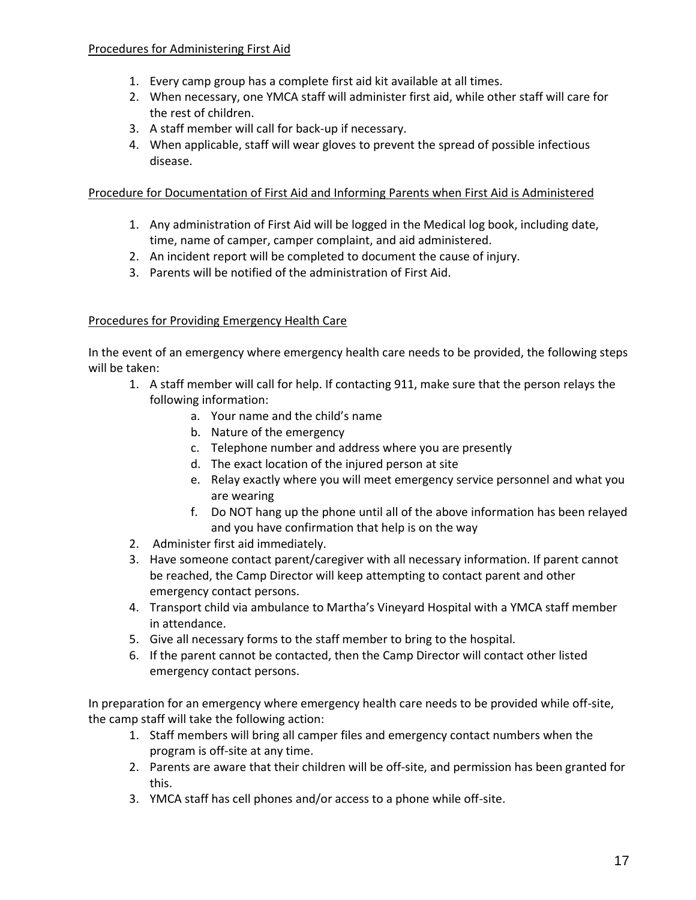Procedures for Administering First Aid

1. Every camp group has a complete first aid kit available at all times.
2. When necessary, one YMCA staff will administer first aid, while other staff will care for the rest of children.
3. A staff member will call for back-up if necessary.
4. When applicable, staff will wear gloves to prevent the spread of possible infectious disease.

Procedure for Documentation of First Aid and Informing Parents when First Aid is Administered

1. Any administration of First Aid will be logged in the Medical log book, including date, time, name of camper, camper complaint, and aid administered.
2. An incident report will be completed to document the cause of injury.
3. Parents will be notified of the administration of First Aid.

Procedures for Providing Emergency Health Care

In the event of an emergency where emergency health care needs to be provided, the following steps will be taken:

1. A staff member will call for help. If contacting 911, make sure that the person relays the following information:
   a. Your name and the child's name
   b. Nature of the emergency
   c. Telephone number and address where you are presently
   d. The exact location of the injured person at site
   e. Relay exactly where you will meet emergency service personnel and what you are wearing
   f. Do NOT hang up the phone until all of the above information has been relayed and you have confirmation that help is on the way
2. Administer first aid immediately.
3. Have someone contact parent/caregiver with all necessary information. If parent cannot be reached, the Camp Director will keep attempting to contact parent and other emergency contact persons.
4. Transport child via ambulance to Martha's Vineyard Hospital with a YMCA staff member in attendance.
5. Give all necessary forms to the staff member to bring to the hospital.
6. If the parent cannot be contacted, then the Camp Director will contact other listed emergency contact persons.

In preparation for an emergency where emergency health care needs to be provided while off-site, the camp staff will take the following action:

1. Staff members will bring all camper files and emergency contact numbers when the program is off-site at any time.
2. Parents are aware that their children will be off-site, and permission has been granted for this.
3. YMCA staff has cell phones and/or access to a phone while off-site.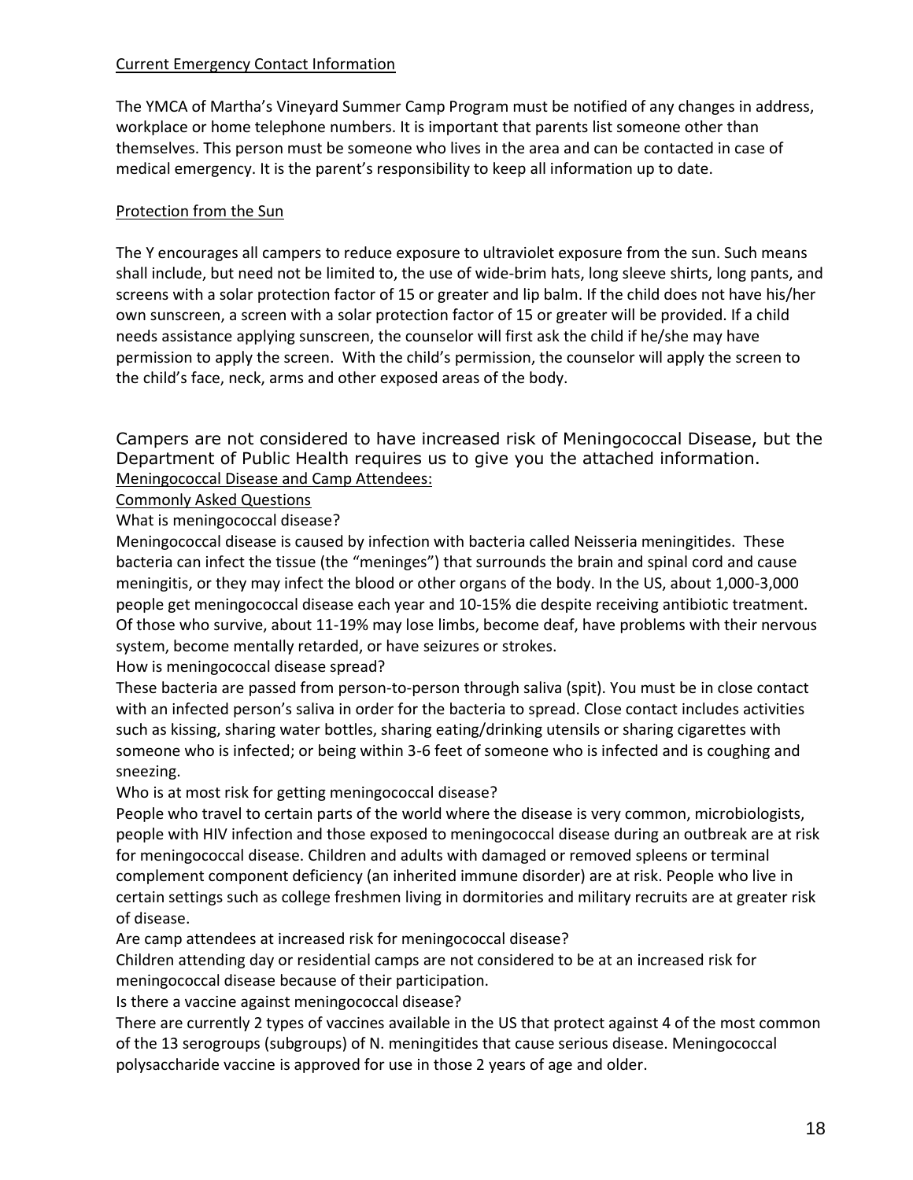## Current Emergency Contact Information

The YMCA of Martha's Vineyard Summer Camp Program must be notified of any changes in address, workplace or home telephone numbers. It is important that parents list someone other than themselves. This person must be someone who lives in the area and can be contacted in case of medical emergency. It is the parent's responsibility to keep all information up to date.

## Protection from the Sun

The Y encourages all campers to reduce exposure to ultraviolet exposure from the sun. Such means shall include, but need not be limited to, the use of wide-brim hats, long sleeve shirts, long pants, and screens with a solar protection factor of 15 or greater and lip balm. If the child does not have his/her own sunscreen, a screen with a solar protection factor of 15 or greater will be provided. If a child needs assistance applying sunscreen, the counselor will first ask the child if he/she may have permission to apply the screen. With the child's permission, the counselor will apply the screen to the child's face, neck, arms and other exposed areas of the body.

Campers are not considered to have increased risk of Meningococcal Disease, but the Department of Public Health requires us to give you the attached information.

## Meningococcal Disease and Camp Attendees:

## Commonly Asked Questions

What is meningococcal disease?

Meningococcal disease is caused by infection with bacteria called Neisseria meningitides. These bacteria can infect the tissue (the "meninges") that surrounds the brain and spinal cord and cause meningitis, or they may infect the blood or other organs of the body. In the US, about 1,000-3,000 people get meningococcal disease each year and 10-15% die despite receiving antibiotic treatment. Of those who survive, about 11-19% may lose limbs, become deaf, have problems with their nervous system, become mentally retarded, or have seizures or strokes.

How is meningococcal disease spread?

These bacteria are passed from person-to-person through saliva (spit). You must be in close contact with an infected person's saliva in order for the bacteria to spread. Close contact includes activities such as kissing, sharing water bottles, sharing eating/drinking utensils or sharing cigarettes with someone who is infected; or being within 3-6 feet of someone who is infected and is coughing and sneezing.

Who is at most risk for getting meningococcal disease?

People who travel to certain parts of the world where the disease is very common, microbiologists, people with HIV infection and those exposed to meningococcal disease during an outbreak are at risk for meningococcal disease. Children and adults with damaged or removed spleens or terminal complement component deficiency (an inherited immune disorder) are at risk. People who live in certain settings such as college freshmen living in dormitories and military recruits are at greater risk of disease.

Are camp attendees at increased risk for meningococcal disease?

Children attending day or residential camps are not considered to be at an increased risk for meningococcal disease because of their participation.

Is there a vaccine against meningococcal disease?

There are currently 2 types of vaccines available in the US that protect against 4 of the most common of the 13 serogroups (subgroups) of N. meningitides that cause serious disease. Meningococcal polysaccharide vaccine is approved for use in those 2 years of age and older.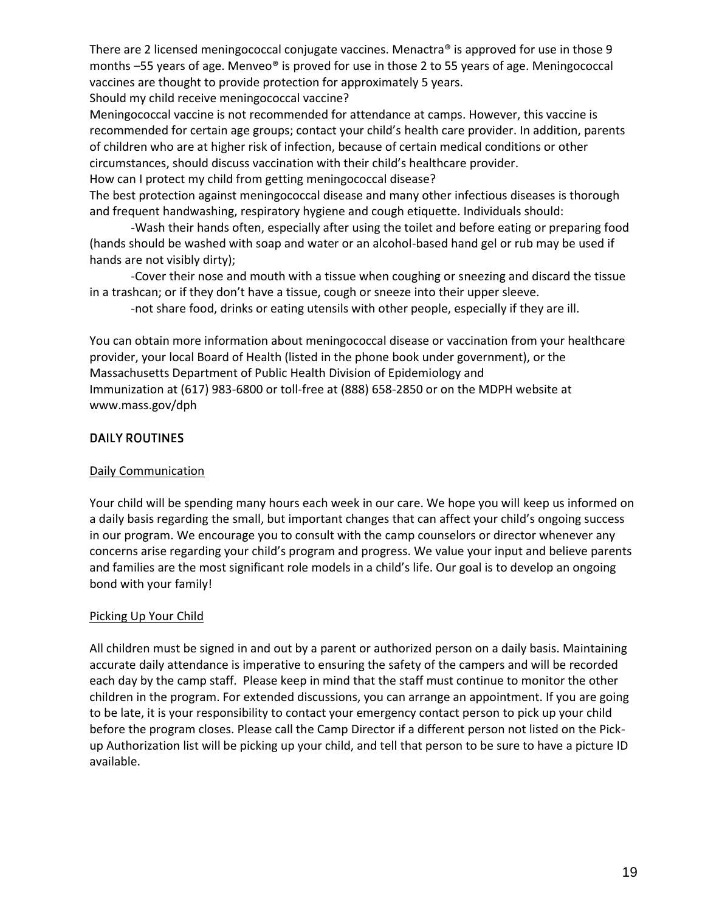There are 2 licensed meningococcal conjugate vaccines. Menactra® is approved for use in those 9 months –55 years of age. Menveo® is proved for use in those 2 to 55 years of age. Meningococcal vaccines are thought to provide protection for approximately 5 years.

Should my child receive meningococcal vaccine?

Meningococcal vaccine is not recommended for attendance at camps. However, this vaccine is recommended for certain age groups; contact your child's health care provider. In addition, parents of children who are at higher risk of infection, because of certain medical conditions or other circumstances, should discuss vaccination with their child's healthcare provider.

How can I protect my child from getting meningococcal disease?

The best protection against meningococcal disease and many other infectious diseases is thorough and frequent handwashing, respiratory hygiene and cough etiquette. Individuals should:

-Wash their hands often, especially after using the toilet and before eating or preparing food (hands should be washed with soap and water or an alcohol-based hand gel or rub may be used if hands are not visibly dirty);

-Cover their nose and mouth with a tissue when coughing or sneezing and discard the tissue in a trashcan; or if they don't have a tissue, cough or sneeze into their upper sleeve.

-not share food, drinks or eating utensils with other people, especially if they are ill.

You can obtain more information about meningococcal disease or vaccination from your healthcare provider, your local Board of Health (listed in the phone book under government), or the Massachusetts Department of Public Health Division of Epidemiology and Immunization at (617) 983-6800 or toll-free at (888) 658-2850 or on the MDPH website at www.mass.gov/dph

## DAILY ROUTINES

### Daily Communication

Your child will be spending many hours each week in our care. We hope you will keep us informed on a daily basis regarding the small, but important changes that can affect your child's ongoing success in our program. We encourage you to consult with the camp counselors or director whenever any concerns arise regarding your child's program and progress. We value your input and believe parents and families are the most significant role models in a child's life. Our goal is to develop an ongoing bond with your family!

### Picking Up Your Child

All children must be signed in and out by a parent or authorized person on a daily basis. Maintaining accurate daily attendance is imperative to ensuring the safety of the campers and will be recorded each day by the camp staff. Please keep in mind that the staff must continue to monitor the other children in the program. For extended discussions, you can arrange an appointment. If you are going to be late, it is your responsibility to contact your emergency contact person to pick up your child before the program closes. Please call the Camp Director if a different person not listed on the Pick-up Authorization list will be picking up your child, and tell that person to be sure to have a picture ID available.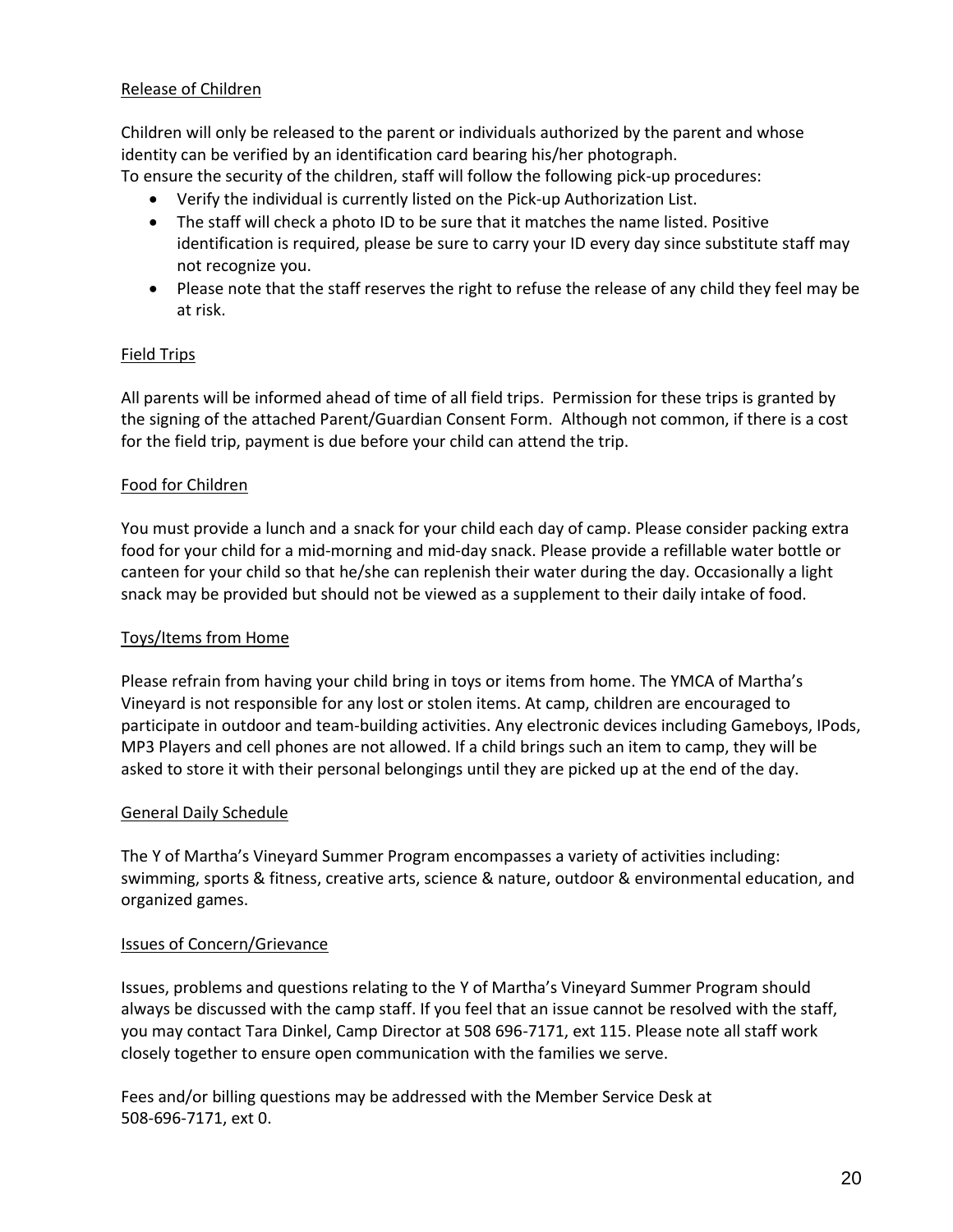## Release of Children

Children will only be released to the parent or individuals authorized by the parent and whose identity can be verified by an identification card bearing his/her photograph.
To ensure the security of the children, staff will follow the following pick-up procedures:

- Verify the individual is currently listed on the Pick-up Authorization List.
- The staff will check a photo ID to be sure that it matches the name listed. Positive identification is required, please be sure to carry your ID every day since substitute staff may not recognize you.
- Please note that the staff reserves the right to refuse the release of any child they feel may be at risk.

## Field Trips

All parents will be informed ahead of time of all field trips. Permission for these trips is granted by the signing of the attached Parent/Guardian Consent Form. Although not common, if there is a cost for the field trip, payment is due before your child can attend the trip.

## Food for Children

You must provide a lunch and a snack for your child each day of camp. Please consider packing extra food for your child for a mid-morning and mid-day snack. Please provide a refillable water bottle or canteen for your child so that he/she can replenish their water during the day. Occasionally a light snack may be provided but should not be viewed as a supplement to their daily intake of food.

## Toys/Items from Home

Please refrain from having your child bring in toys or items from home. The YMCA of Martha's Vineyard is not responsible for any lost or stolen items. At camp, children are encouraged to participate in outdoor and team-building activities. Any electronic devices including Gameboys, IPods, MP3 Players and cell phones are not allowed. If a child brings such an item to camp, they will be asked to store it with their personal belongings until they are picked up at the end of the day.

## General Daily Schedule

The Y of Martha's Vineyard Summer Program encompasses a variety of activities including: swimming, sports & fitness, creative arts, science & nature, outdoor & environmental education, and organized games.

## Issues of Concern/Grievance

Issues, problems and questions relating to the Y of Martha's Vineyard Summer Program should always be discussed with the camp staff. If you feel that an issue cannot be resolved with the staff, you may contact Tara Dinkel, Camp Director at 508 696-7171, ext 115. Please note all staff work closely together to ensure open communication with the families we serve.

Fees and/or billing questions may be addressed with the Member Service Desk at 508-696-7171, ext 0.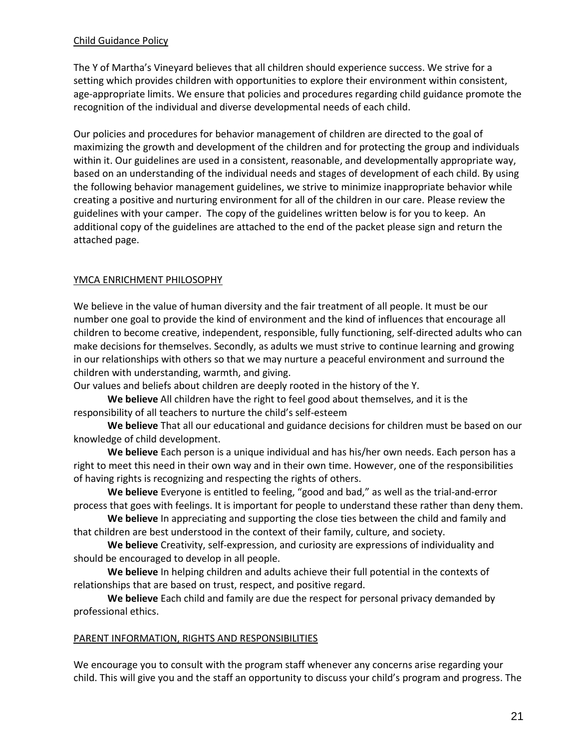## Child Guidance Policy

The Y of Martha's Vineyard believes that all children should experience success. We strive for a setting which provides children with opportunities to explore their environment within consistent, age-appropriate limits. We ensure that policies and procedures regarding child guidance promote the recognition of the individual and diverse developmental needs of each child.

Our policies and procedures for behavior management of children are directed to the goal of maximizing the growth and development of the children and for protecting the group and individuals within it. Our guidelines are used in a consistent, reasonable, and developmentally appropriate way, based on an understanding of the individual needs and stages of development of each child. By using the following behavior management guidelines, we strive to minimize inappropriate behavior while creating a positive and nurturing environment for all of the children in our care. Please review the guidelines with your camper. The copy of the guidelines written below is for you to keep. An additional copy of the guidelines are attached to the end of the packet please sign and return the attached page.

## YMCA ENRICHMENT PHILOSOPHY

We believe in the value of human diversity and the fair treatment of all people. It must be our number one goal to provide the kind of environment and the kind of influences that encourage all children to become creative, independent, responsible, fully functioning, self-directed adults who can make decisions for themselves. Secondly, as adults we must strive to continue learning and growing in our relationships with others so that we may nurture a peaceful environment and surround the children with understanding, warmth, and giving.

Our values and beliefs about children are deeply rooted in the history of the Y.

**We believe** All children have the right to feel good about themselves, and it is the responsibility of all teachers to nurture the child's self-esteem

**We believe** That all our educational and guidance decisions for children must be based on our knowledge of child development.

**We believe** Each person is a unique individual and has his/her own needs. Each person has a right to meet this need in their own way and in their own time. However, one of the responsibilities of having rights is recognizing and respecting the rights of others.

**We believe** Everyone is entitled to feeling, "good and bad," as well as the trial-and-error process that goes with feelings. It is important for people to understand these rather than deny them.

**We believe** In appreciating and supporting the close ties between the child and family and that children are best understood in the context of their family, culture, and society.

**We believe** Creativity, self-expression, and curiosity are expressions of individuality and should be encouraged to develop in all people.

**We believe** In helping children and adults achieve their full potential in the contexts of relationships that are based on trust, respect, and positive regard.

**We believe** Each child and family are due the respect for personal privacy demanded by professional ethics.

## PARENT INFORMATION, RIGHTS AND RESPONSIBILITIES

We encourage you to consult with the program staff whenever any concerns arise regarding your child. This will give you and the staff an opportunity to discuss your child's program and progress. The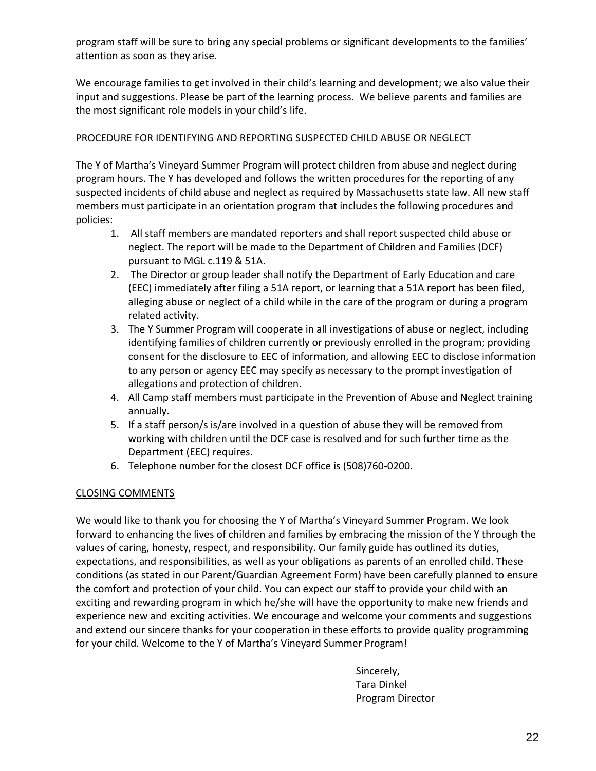program staff will be sure to bring any special problems or significant developments to the families' attention as soon as they arise.

We encourage families to get involved in their child's learning and development; we also value their input and suggestions. Please be part of the learning process. We believe parents and families are the most significant role models in your child's life.

## PROCEDURE FOR IDENTIFYING AND REPORTING SUSPECTED CHILD ABUSE OR NEGLECT

The Y of Martha's Vineyard Summer Program will protect children from abuse and neglect during program hours. The Y has developed and follows the written procedures for the reporting of any suspected incidents of child abuse and neglect as required by Massachusetts state law. All new staff members must participate in an orientation program that includes the following procedures and policies:

1. All staff members are mandated reporters and shall report suspected child abuse or neglect. The report will be made to the Department of Children and Families (DCF) pursuant to MGL c.119 & 51A.
2. The Director or group leader shall notify the Department of Early Education and care (EEC) immediately after filing a 51A report, or learning that a 51A report has been filed, alleging abuse or neglect of a child while in the care of the program or during a program related activity.
3. The Y Summer Program will cooperate in all investigations of abuse or neglect, including identifying families of children currently or previously enrolled in the program; providing consent for the disclosure to EEC of information, and allowing EEC to disclose information to any person or agency EEC may specify as necessary to the prompt investigation of allegations and protection of children.
4. All Camp staff members must participate in the Prevention of Abuse and Neglect training annually.
5. If a staff person/s is/are involved in a question of abuse they will be removed from working with children until the DCF case is resolved and for such further time as the Department (EEC) requires.
6. Telephone number for the closest DCF office is (508)760-0200.

## CLOSING COMMENTS

We would like to thank you for choosing the Y of Martha's Vineyard Summer Program. We look forward to enhancing the lives of children and families by embracing the mission of the Y through the values of caring, honesty, respect, and responsibility. Our family guide has outlined its duties, expectations, and responsibilities, as well as your obligations as parents of an enrolled child. These conditions (as stated in our Parent/Guardian Agreement Form) have been carefully planned to ensure the comfort and protection of your child. You can expect our staff to provide your child with an exciting and rewarding program in which he/she will have the opportunity to make new friends and experience new and exciting activities. We encourage and welcome your comments and suggestions and extend our sincere thanks for your cooperation in these efforts to provide quality programming for your child. Welcome to the Y of Martha's Vineyard Summer Program!

Sincerely,
Tara Dinkel
Program Director